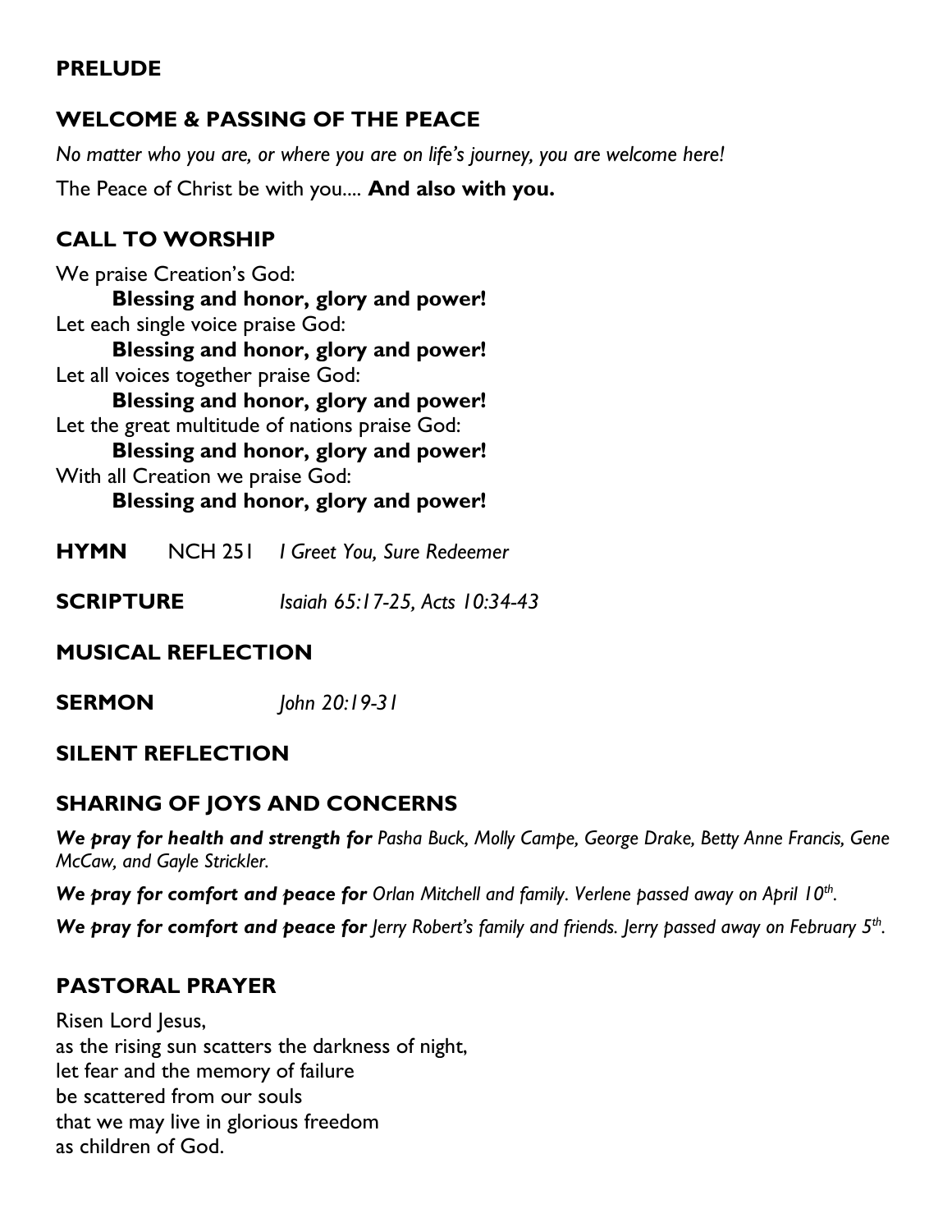## PRELUDE

## WELCOME & PASSING OF THE PEACE

*No matter who you are, or where you are on life's journey, you are welcome here!*

The Peace of Christ be with you.... **And also with you.**

## CALL TO WORSHIP

We praise Creation's God:
**Blessing and honor, glory and power!**
Let each single voice praise God:
**Blessing and honor, glory and power!**
Let all voices together praise God:
**Blessing and honor, glory and power!**
Let the great multitude of nations praise God:
**Blessing and honor, glory and power!**
With all Creation we praise God:
**Blessing and honor, glory and power!**

**HYMN** NCH 251 *I Greet You, Sure Redeemer*

**SCRIPTURE** *Isaiah 65:17-25, Acts 10:34-43*

## MUSICAL REFLECTION

**SERMON** *John 20:19-31*

## SILENT REFLECTION

## SHARING OF JOYS AND CONCERNS

***We pray for health and strength for*** *Pasha Buck, Molly Campe, George Drake, Betty Anne Francis, Gene McCaw, and Gayle Strickler.*

***We pray for comfort and peace for*** *Orlan Mitchell and family. Verlene passed away on April 10th.*

***We pray for comfort and peace for*** *Jerry Robert's family and friends. Jerry passed away on February 5th.*

## PASTORAL PRAYER

Risen Lord Jesus,
as the rising sun scatters the darkness of night,
let fear and the memory of failure
be scattered from our souls
that we may live in glorious freedom
as children of God.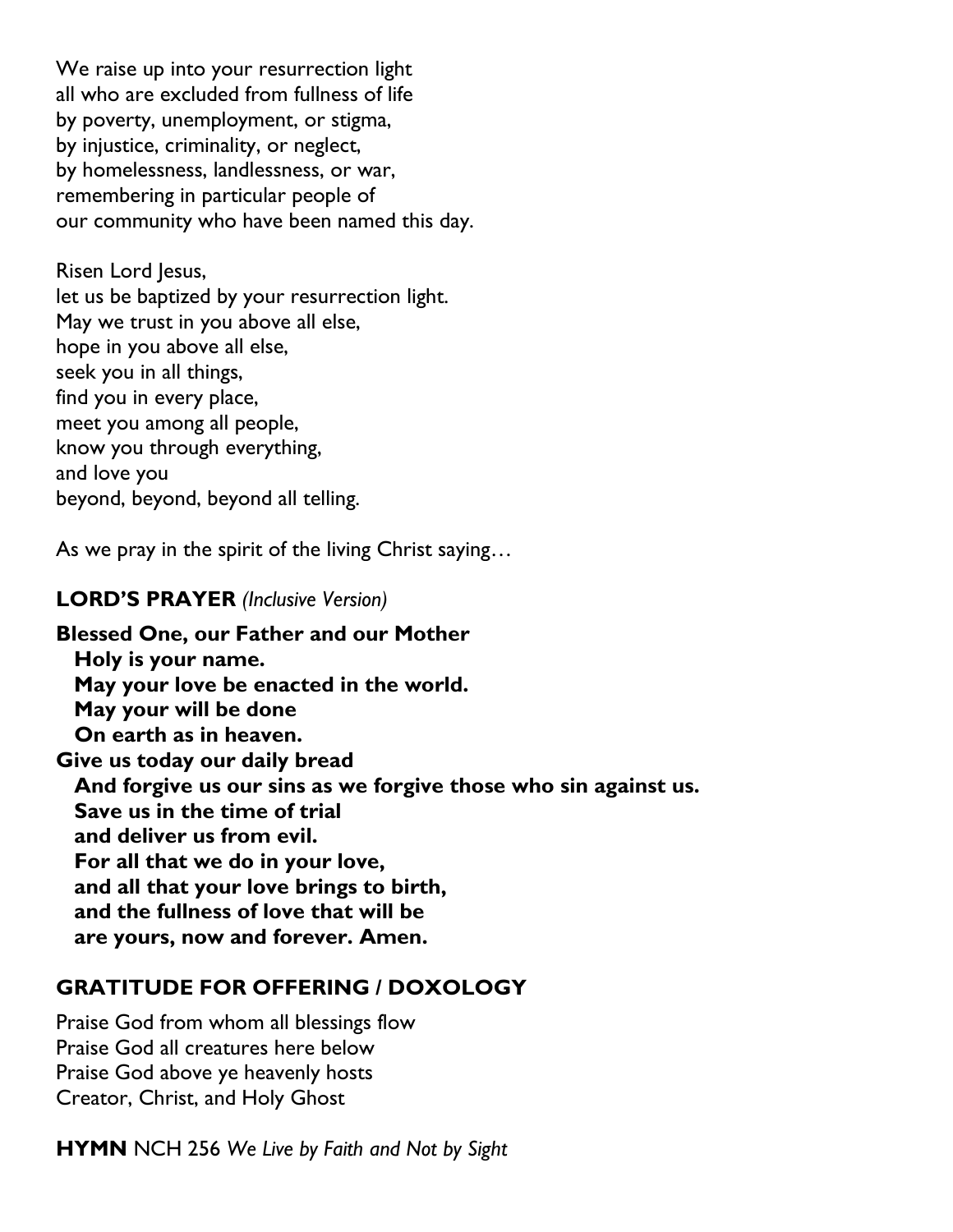We raise up into your resurrection light
all who are excluded from fullness of life
by poverty, unemployment, or stigma,
by injustice, criminality, or neglect,
by homelessness, landlessness, or war,
remembering in particular people of
our community who have been named this day.

Risen Lord Jesus,
let us be baptized by your resurrection light.
May we trust in you above all else,
hope in you above all else,
seek you in all things,
find you in every place,
meet you among all people,
know you through everything,
and love you
beyond, beyond, beyond all telling.

As we pray in the spirit of the living Christ saying…

**LORD'S PRAYER** *(Inclusive Version)*

**Blessed One, our Father and our Mother**
**Holy is your name.**
**May your love be enacted in the world.**
**May your will be done**
**On earth as in heaven.**
**Give us today our daily bread**
**And forgive us our sins as we forgive those who sin against us.**
**Save us in the time of trial**
**and deliver us from evil.**
**For all that we do in your love,**
**and all that your love brings to birth,**
**and the fullness of love that will be**
**are yours, now and forever. Amen.**

**GRATITUDE FOR OFFERING / DOXOLOGY**

Praise God from whom all blessings flow
Praise God all creatures here below
Praise God above ye heavenly hosts
Creator, Christ, and Holy Ghost

**HYMN** NCH 256 *We Live by Faith and Not by Sight*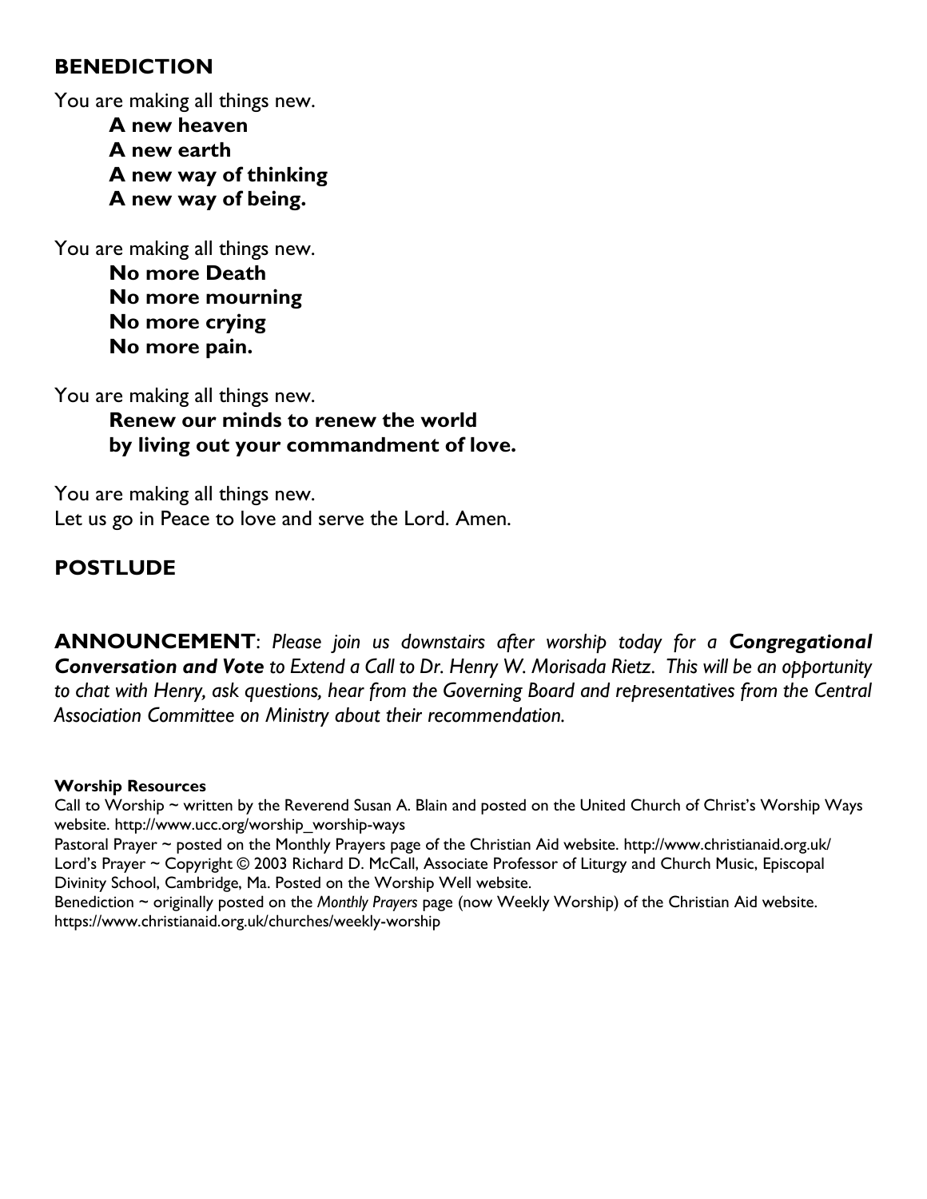## BENEDICTION

You are making all things new.

**A new heaven**
**A new earth**
**A new way of thinking**
**A new way of being.**

You are making all things new.

**No more Death**
**No more mourning**
**No more crying**
**No more pain.**

You are making all things new.

**Renew our minds to renew the world**
**by living out your commandment of love.**

You are making all things new.
Let us go in Peace to love and serve the Lord. Amen.

## POSTLUDE

**ANNOUNCEMENT**: *Please join us downstairs after worship today for a **Congregational Conversation and Vote** to Extend a Call to Dr. Henry W. Morisada Rietz. This will be an opportunity to chat with Henry, ask questions, hear from the Governing Board and representatives from the Central Association Committee on Ministry about their recommendation.*

**Worship Resources**

Call to Worship ~ written by the Reverend Susan A. Blain and posted on the United Church of Christ's Worship Ways website. http://www.ucc.org/worship_worship-ways

Pastoral Prayer ~ posted on the Monthly Prayers page of the Christian Aid website. http://www.christianaid.org.uk/

Lord's Prayer ~ Copyright © 2003 Richard D. McCall, Associate Professor of Liturgy and Church Music, Episcopal Divinity School, Cambridge, Ma. Posted on the Worship Well website.

Benediction ~ originally posted on the *Monthly Prayers* page (now Weekly Worship) of the Christian Aid website. https://www.christianaid.org.uk/churches/weekly-worship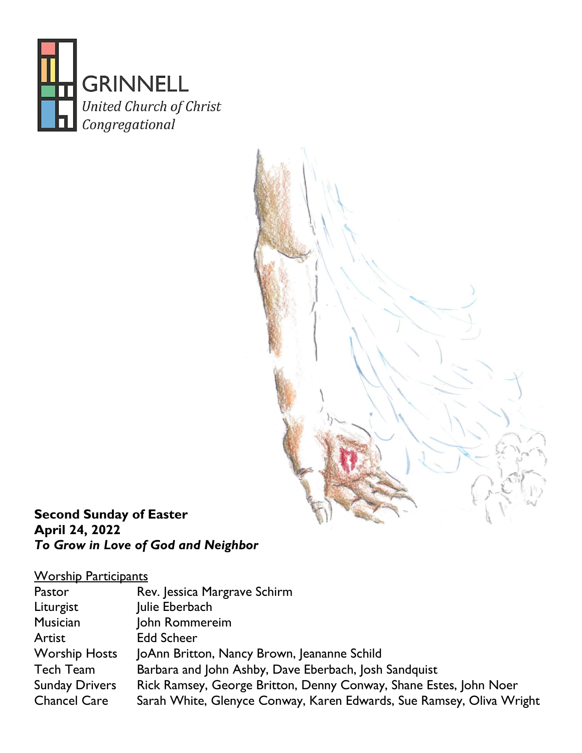GRINNELL
*United Church of Christ*
*Congregational*

**Second Sunday of Easter**
**April 24, 2022**
***To Grow in Love of God and Neighbor***

Worship Participants

| | |
|---|---|
| Pastor | Rev. Jessica Margrave Schirm |
| Liturgist | Julie Eberbach |
| Musician | John Rommereim |
| Artist | Edd Scheer |
| Worship Hosts | JoAnn Britton, Nancy Brown, Jeananne Schild |
| Tech Team | Barbara and John Ashby, Dave Eberbach, Josh Sandquist |
| Sunday Drivers | Rick Ramsey, George Britton, Denny Conway, Shane Estes, John Noer |
| Chancel Care | Sarah White, Glenyce Conway, Karen Edwards, Sue Ramsey, Oliva Wright |